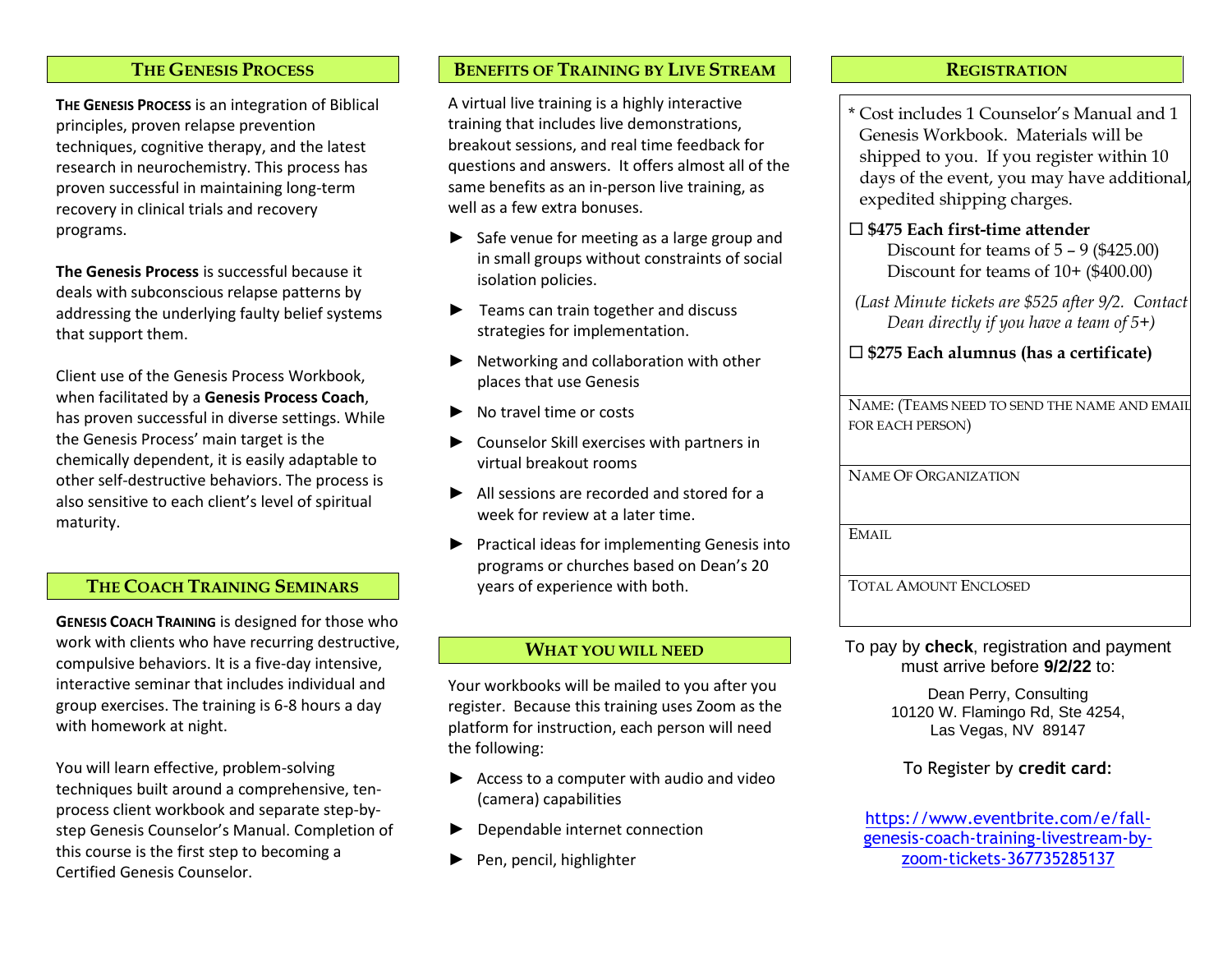## The Genesis Process

**The Genesis Process** is an integration of Biblical principles, proven relapse prevention techniques, cognitive therapy, and the latest research in neurochemistry. This process has proven successful in maintaining long-term recovery in clinical trials and recovery programs.

**The Genesis Process** is successful because it deals with subconscious relapse patterns by addressing the underlying faulty belief systems that support them.

Client use of the Genesis Process Workbook, when facilitated by a **Genesis Process Coach**, has proven successful in diverse settings. While the Genesis Process' main target is the chemically dependent, it is easily adaptable to other self-destructive behaviors. The process is also sensitive to each client's level of spiritual maturity.

## The Coach Training Seminars

**Genesis Coach Training** is designed for those who work with clients who have recurring destructive, compulsive behaviors. It is a five-day intensive, interactive seminar that includes individual and group exercises. The training is 6-8 hours a day with homework at night.

You will learn effective, problem-solving techniques built around a comprehensive, ten-process client workbook and separate step-by-step Genesis Counselor's Manual. Completion of this course is the first step to becoming a Certified Genesis Counselor.

## Benefits of Training by Live Stream

A virtual live training is a highly interactive training that includes live demonstrations, breakout sessions, and real time feedback for questions and answers. It offers almost all of the same benefits as an in-person live training, as well as a few extra bonuses.

- Safe venue for meeting as a large group and in small groups without constraints of social isolation policies.
- Teams can train together and discuss strategies for implementation.
- Networking and collaboration with other places that use Genesis
- No travel time or costs
- Counselor Skill exercises with partners in virtual breakout rooms
- All sessions are recorded and stored for a week for review at a later time.
- Practical ideas for implementing Genesis into programs or churches based on Dean's 20 years of experience with both.

## What you will need

Your workbooks will be mailed to you after you register. Because this training uses Zoom as the platform for instruction, each person will need the following:

- Access to a computer with audio and video (camera) capabilities
- Dependable internet connection
- Pen, pencil, highlighter

## Registration

\* Cost includes 1 Counselor's Manual and 1 Genesis Workbook. Materials will be shipped to you. If you register within 10 days of the event, you may have additional, expedited shipping charges.

☐ **$475 Each first-time attender**
Discount for teams of 5 – 9 ($425.00)
Discount for teams of 10+ ($400.00)

*(Last Minute tickets are $525 after 9/2. Contact Dean directly if you have a team of 5+)*

☐ **$275 Each alumnus (has a certificate)**

Name: (Teams need to send the name and email for each person)

Name Of Organization

Email

Total Amount Enclosed

To pay by **check**, registration and payment must arrive before **9/2/22** to:

Dean Perry, Consulting
10120 W. Flamingo Rd, Ste 4254,
Las Vegas, NV 89147

To Register by **credit card:**

https://www.eventbrite.com/e/fall-genesis-coach-training-livestream-by-zoom-tickets-367735285137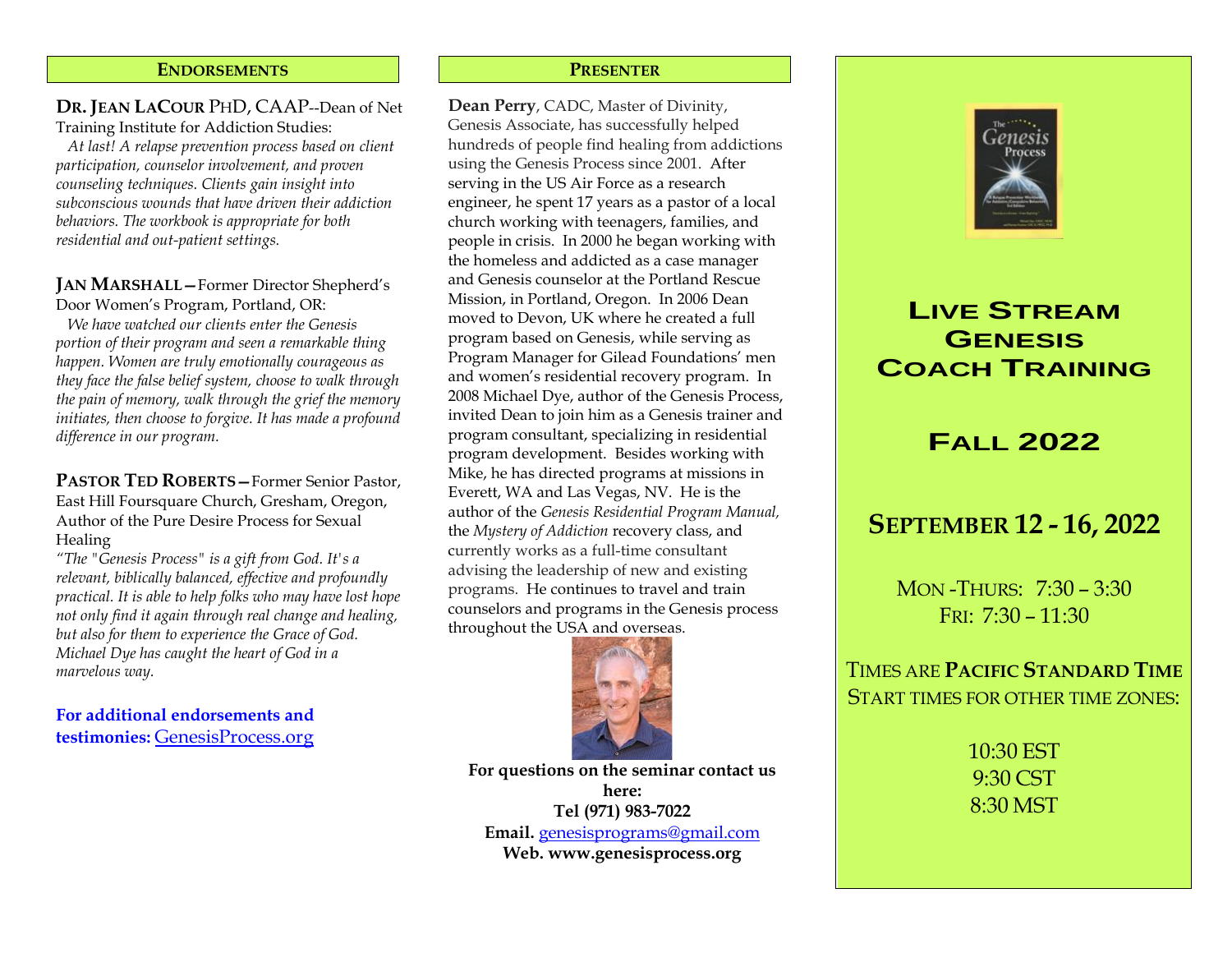## Endorsements

**Dr. Jean LaCour** PhD, CAAP--Dean of Net Training Institute for Addiction Studies:

*At last! A relapse prevention process based on client participation, counselor involvement, and proven counseling techniques. Clients gain insight into subconscious wounds that have driven their addiction behaviors. The workbook is appropriate for both residential and out-patient settings.*

**Jan Marshall**—Former Director Shepherd's Door Women's Program, Portland, OR:

*We have watched our clients enter the Genesis portion of their program and seen a remarkable thing happen. Women are truly emotionally courageous as they face the false belief system, choose to walk through the pain of memory, walk through the grief the memory initiates, then choose to forgive. It has made a profound difference in our program.*

**Pastor Ted Roberts**—Former Senior Pastor, East Hill Foursquare Church, Gresham, Oregon, Author of the Pure Desire Process for Sexual Healing

*"The "Genesis Process" is a gift from God. It's a relevant, biblically balanced, effective and profoundly practical. It is able to help folks who may have lost hope not only find it again through real change and healing, but also for them to experience the Grace of God. Michael Dye has caught the heart of God in a marvelous way.*

**For additional endorsements and testimonies:** GenesisProcess.org

## Presenter

**Dean Perry**, CADC, Master of Divinity, Genesis Associate, has successfully helped hundreds of people find healing from addictions using the Genesis Process since 2001. After serving in the US Air Force as a research engineer, he spent 17 years as a pastor of a local church working with teenagers, families, and people in crisis. In 2000 he began working with the homeless and addicted as a case manager and Genesis counselor at the Portland Rescue Mission, in Portland, Oregon. In 2006 Dean moved to Devon, UK where he created a full program based on Genesis, while serving as Program Manager for Gilead Foundations' men and women's residential recovery program. In 2008 Michael Dye, author of the Genesis Process, invited Dean to join him as a Genesis trainer and program consultant, specializing in residential program development. Besides working with Mike, he has directed programs at missions in Everett, WA and Las Vegas, NV. He is the author of the *Genesis Residential Program Manual,* the *Mystery of Addiction* recovery class, and currently works as a full-time consultant advising the leadership of new and existing programs. He continues to travel and train counselors and programs in the Genesis process throughout the USA and overseas.

**For questions on the seminar contact us here:**
**Tel (971) 983-7022**
**Email.** genesisprograms@gmail.com
**Web. www.genesisprocess.org**

# Live Stream Genesis Coach Training

## Fall 2022

## September 12 - 16, 2022

Mon -Thurs: 7:30 – 3:30
Fri: 7:30 – 11:30

Times are **Pacific Standard Time**
Start times for other time zones:

10:30 EST
9:30 CST
8:30 MST